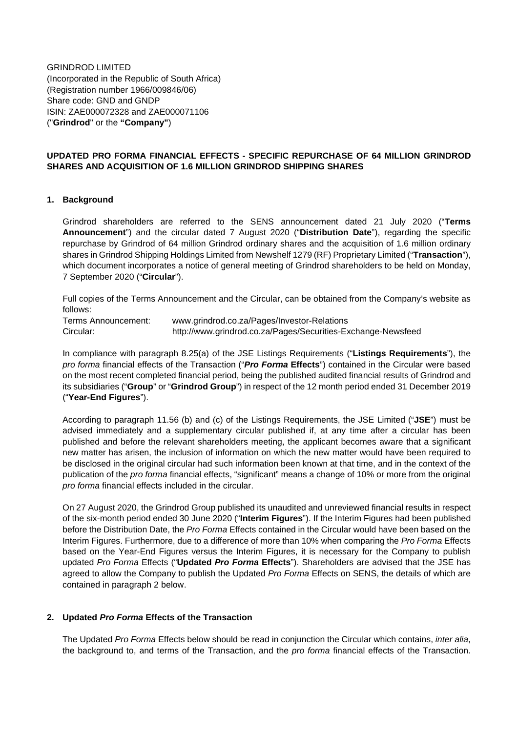GRINDROD LIMITED
(Incorporated in the Republic of South Africa)
(Registration number 1966/009846/06)
Share code: GND and GNDP
ISIN: ZAE000072328 and ZAE000071106
("**Grindrod**" or the **"Company"**)

**UPDATED PRO FORMA FINANCIAL EFFECTS - SPECIFIC REPURCHASE OF 64 MILLION GRINDROD SHARES AND ACQUISITION OF 1.6 MILLION GRINDROD SHIPPING SHARES**

## 1. Background

Grindrod shareholders are referred to the SENS announcement dated 21 July 2020 ("**Terms Announcement**") and the circular dated 7 August 2020 ("**Distribution Date**"), regarding the specific repurchase by Grindrod of 64 million Grindrod ordinary shares and the acquisition of 1.6 million ordinary shares in Grindrod Shipping Holdings Limited from Newshelf 1279 (RF) Proprietary Limited ("**Transaction**"), which document incorporates a notice of general meeting of Grindrod shareholders to be held on Monday, 7 September 2020 ("**Circular**").

Full copies of the Terms Announcement and the Circular, can be obtained from the Company's website as follows:

Terms Announcement: www.grindrod.co.za/Pages/Investor-Relations
Circular: http://www.grindrod.co.za/Pages/Securities-Exchange-Newsfeed

In compliance with paragraph 8.25(a) of the JSE Listings Requirements ("**Listings Requirements**"), the *pro forma* financial effects of the Transaction ("***Pro Forma* Effects**") contained in the Circular were based on the most recent completed financial period, being the published audited financial results of Grindrod and its subsidiaries ("**Group**" or "**Grindrod Group**") in respect of the 12 month period ended 31 December 2019 ("**Year-End Figures**").

According to paragraph 11.56 (b) and (c) of the Listings Requirements, the JSE Limited ("**JSE**") must be advised immediately and a supplementary circular published if, at any time after a circular has been published and before the relevant shareholders meeting, the applicant becomes aware that a significant new matter has arisen, the inclusion of information on which the new matter would have been required to be disclosed in the original circular had such information been known at that time, and in the context of the publication of the *pro forma* financial effects, "significant" means a change of 10% or more from the original *pro forma* financial effects included in the circular.

On 27 August 2020, the Grindrod Group published its unaudited and unreviewed financial results in respect of the six-month period ended 30 June 2020 ("**Interim Figures**"). If the Interim Figures had been published before the Distribution Date, the *Pro Forma* Effects contained in the Circular would have been based on the Interim Figures. Furthermore, due to a difference of more than 10% when comparing the *Pro Forma* Effects based on the Year-End Figures versus the Interim Figures, it is necessary for the Company to publish updated *Pro Forma* Effects ("**Updated *Pro Forma* Effects**"). Shareholders are advised that the JSE has agreed to allow the Company to publish the Updated *Pro Forma* Effects on SENS, the details of which are contained in paragraph 2 below.

## 2. Updated *Pro Forma* Effects of the Transaction

The Updated *Pro Forma* Effects below should be read in conjunction the Circular which contains, *inter alia*, the background to, and terms of the Transaction, and the *pro forma* financial effects of the Transaction.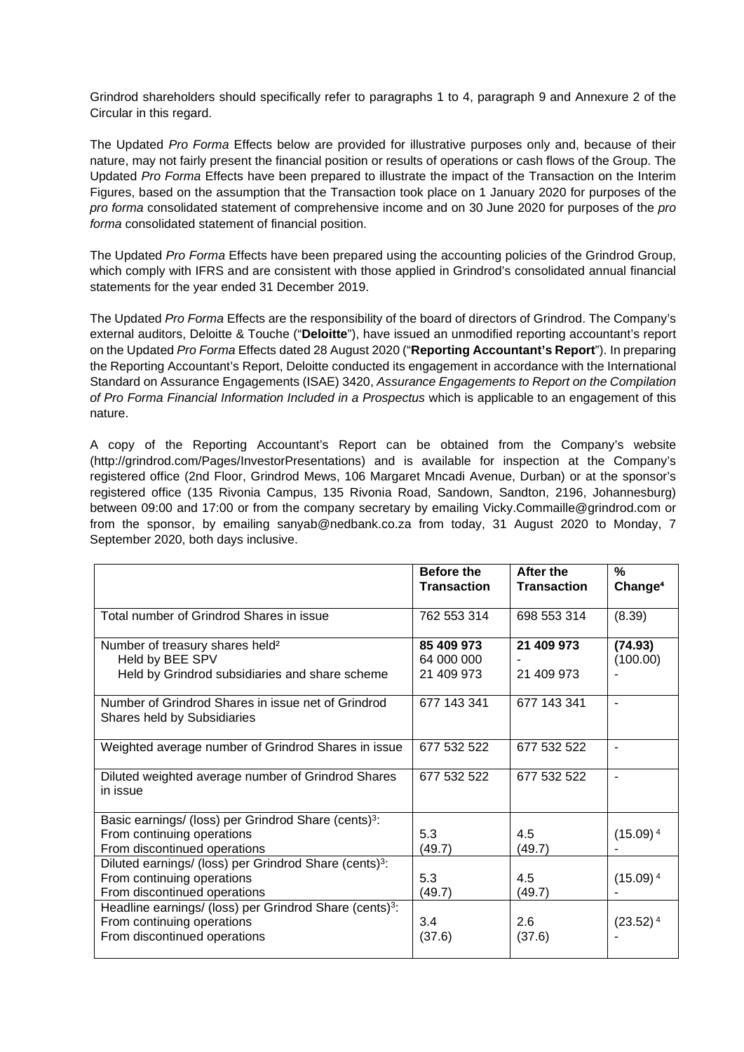Grindrod shareholders should specifically refer to paragraphs 1 to 4, paragraph 9 and Annexure 2 of the Circular in this regard.

The Updated *Pro Forma* Effects below are provided for illustrative purposes only and, because of their nature, may not fairly present the financial position or results of operations or cash flows of the Group. The Updated *Pro Forma* Effects have been prepared to illustrate the impact of the Transaction on the Interim Figures, based on the assumption that the Transaction took place on 1 January 2020 for purposes of the *pro forma* consolidated statement of comprehensive income and on 30 June 2020 for purposes of the *pro forma* consolidated statement of financial position.

The Updated *Pro Forma* Effects have been prepared using the accounting policies of the Grindrod Group, which comply with IFRS and are consistent with those applied in Grindrod's consolidated annual financial statements for the year ended 31 December 2019.

The Updated *Pro Forma* Effects are the responsibility of the board of directors of Grindrod. The Company's external auditors, Deloitte & Touche ("**Deloitte**"), have issued an unmodified reporting accountant's report on the Updated *Pro Forma* Effects dated 28 August 2020 ("**Reporting Accountant's Report**"). In preparing the Reporting Accountant's Report, Deloitte conducted its engagement in accordance with the International Standard on Assurance Engagements (ISAE) 3420, *Assurance Engagements to Report on the Compilation of Pro Forma Financial Information Included in a Prospectus* which is applicable to an engagement of this nature.

A copy of the Reporting Accountant's Report can be obtained from the Company's website (http://grindrod.com/Pages/InvestorPresentations) and is available for inspection at the Company's registered office (2nd Floor, Grindrod Mews, 106 Margaret Mncadi Avenue, Durban) or at the sponsor's registered office (135 Rivonia Campus, 135 Rivonia Road, Sandown, Sandton, 2196, Johannesburg) between 09:00 and 17:00 or from the company secretary by emailing Vicky.Commaille@grindrod.com or from the sponsor, by emailing sanyab@nedbank.co.za from today, 31 August 2020 to Monday, 7 September 2020, both days inclusive.

| | **Before the Transaction** | **After the Transaction** | **% Change[4]** |
|---|---|---|---|
| Total number of Grindrod Shares in issue | 762 553 314 | 698 553 314 | (8.39) |
| Number of treasury shares held[2] | **85 409 973** | **21 409 973** | **(74.93)** |
| Held by BEE SPV | 64 000 000 | - | (100.00) |
| Held by Grindrod subsidiaries and share scheme | 21 409 973 | 21 409 973 | - |
| Number of Grindrod Shares in issue net of Grindrod Shares held by Subsidiaries | 677 143 341 | 677 143 341 | - |
| Weighted average number of Grindrod Shares in issue | 677 532 522 | 677 532 522 | - |
| Diluted weighted average number of Grindrod Shares in issue | 677 532 522 | 677 532 522 | - |
| Basic earnings/ (loss) per Grindrod Share (cents)[3]: | | | |
| From continuing operations | 5.3 | 4.5 | (15.09)[4] |
| From discontinued operations | (49.7) | (49.7) | - |
| Diluted earnings/ (loss) per Grindrod Share (cents)[3]: | | | |
| From continuing operations | 5.3 | 4.5 | (15.09)[4] |
| From discontinued operations | (49.7) | (49.7) | - |
| Headline earnings/ (loss) per Grindrod Share (cents)[3]: | | | |
| From continuing operations | 3.4 | 2.6 | (23.52)[4] |
| From discontinued operations | (37.6) | (37.6) | - |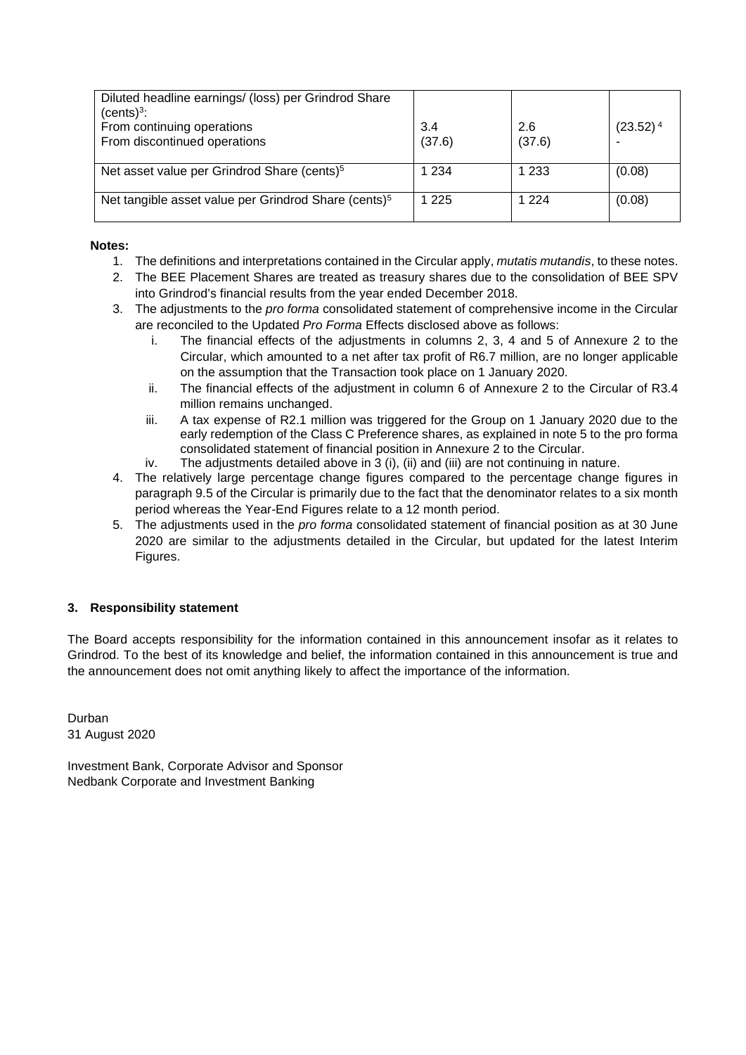| | | | |
|---|---|---|---|
| Diluted headline earnings/ (loss) per Grindrod Share (cents)[3]:<br>From continuing operations<br>From discontinued operations | 3.4<br>(37.6) | 2.6<br>(37.6) | (23.52)[4]<br>- |
| Net asset value per Grindrod Share (cents)[5] | 1 234 | 1 233 | (0.08) |
| Net tangible asset value per Grindrod Share (cents)[5] | 1 225 | 1 224 | (0.08) |

**Notes:**

1. The definitions and interpretations contained in the Circular apply, *mutatis mutandis*, to these notes.
2. The BEE Placement Shares are treated as treasury shares due to the consolidation of BEE SPV into Grindrod's financial results from the year ended December 2018.
3. The adjustments to the *pro forma* consolidated statement of comprehensive income in the Circular are reconciled to the Updated *Pro Forma* Effects disclosed above as follows:
   i. The financial effects of the adjustments in columns 2, 3, 4 and 5 of Annexure 2 to the Circular, which amounted to a net after tax profit of R6.7 million, are no longer applicable on the assumption that the Transaction took place on 1 January 2020.
   ii. The financial effects of the adjustment in column 6 of Annexure 2 to the Circular of R3.4 million remains unchanged.
   iii. A tax expense of R2.1 million was triggered for the Group on 1 January 2020 due to the early redemption of the Class C Preference shares, as explained in note 5 to the pro forma consolidated statement of financial position in Annexure 2 to the Circular.
   iv. The adjustments detailed above in 3 (i), (ii) and (iii) are not continuing in nature.
4. The relatively large percentage change figures compared to the percentage change figures in paragraph 9.5 of the Circular is primarily due to the fact that the denominator relates to a six month period whereas the Year-End Figures relate to a 12 month period.
5. The adjustments used in the *pro forma* consolidated statement of financial position as at 30 June 2020 are similar to the adjustments detailed in the Circular, but updated for the latest Interim Figures.

### 3. Responsibility statement

The Board accepts responsibility for the information contained in this announcement insofar as it relates to Grindrod. To the best of its knowledge and belief, the information contained in this announcement is true and the announcement does not omit anything likely to affect the importance of the information.

Durban
31 August 2020

Investment Bank, Corporate Advisor and Sponsor
Nedbank Corporate and Investment Banking